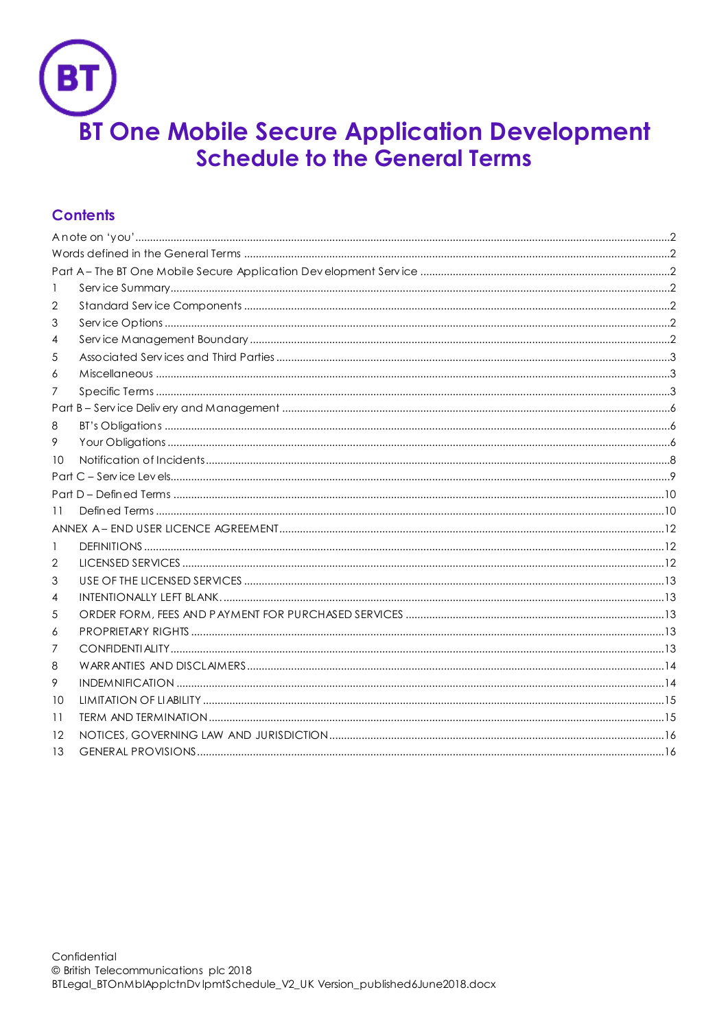# BT One Mobile Secure Application Development
## Schedule to the General Terms

### Contents

A note on 'you' ....................................................................................................... 2
Words defined in the General Terms ....................................................................... 2
Part A – The BT One Mobile Secure Application Development Service ......................... 2
1 Service Summary ................................................................................................. 2
2 Standard Service Components ............................................................................. 2
3 Service Options ................................................................................................... 2
4 Service Management Boundary ............................................................................ 2
5 Associated Services and Third Parties .................................................................. 3
6 Miscellaneous ...................................................................................................... 3
7 Specific Terms ..................................................................................................... 3
Part B – Service Delivery and Management ............................................................... 6
8 BT's Obligations ................................................................................................... 6
9 Your Obligations .................................................................................................. 6
10 Notification of Incidents ...................................................................................... 8
Part C – Service Levels ............................................................................................... 9
Part D – Defined Terms ............................................................................................. 10
11 Defined Terms ................................................................................................... 10
ANNEX A – END USER LICENCE AGREEMENT ........................................................... 12
1 DEFINITIONS ....................................................................................................... 12
2 LICENSED SERVICES ........................................................................................... 12
3 USE OF THE LICENSED SERVICES ....................................................................... 13
4 INTENTIONALLY LEFT BLANK. ............................................................................. 13
5 ORDER FORM, FEES AND PAYMENT FOR PURCHASED SERVICES ........................ 13
6 PROPRIETARY RIGHTS ........................................................................................ 13
7 CONFIDENTIALITY ............................................................................................... 13
8 WARRANTIES AND DISCLAIMERS ....................................................................... 14
9 INDEMNIFICATION .............................................................................................. 14
10 LIMITATION OF LIABILITY ................................................................................... 15
11 TERM AND TERMINATION .................................................................................. 15
12 NOTICES, GOVERNING LAW AND JURISDICTION ................................................ 16
13 GENERAL PROVISIONS ........................................................................................ 16

Confidential
© British Telecommunications plc 2018
BTLegal_BTOnMblApplctnDvlpmtSchedule_V2_UK Version_published6June2018.docx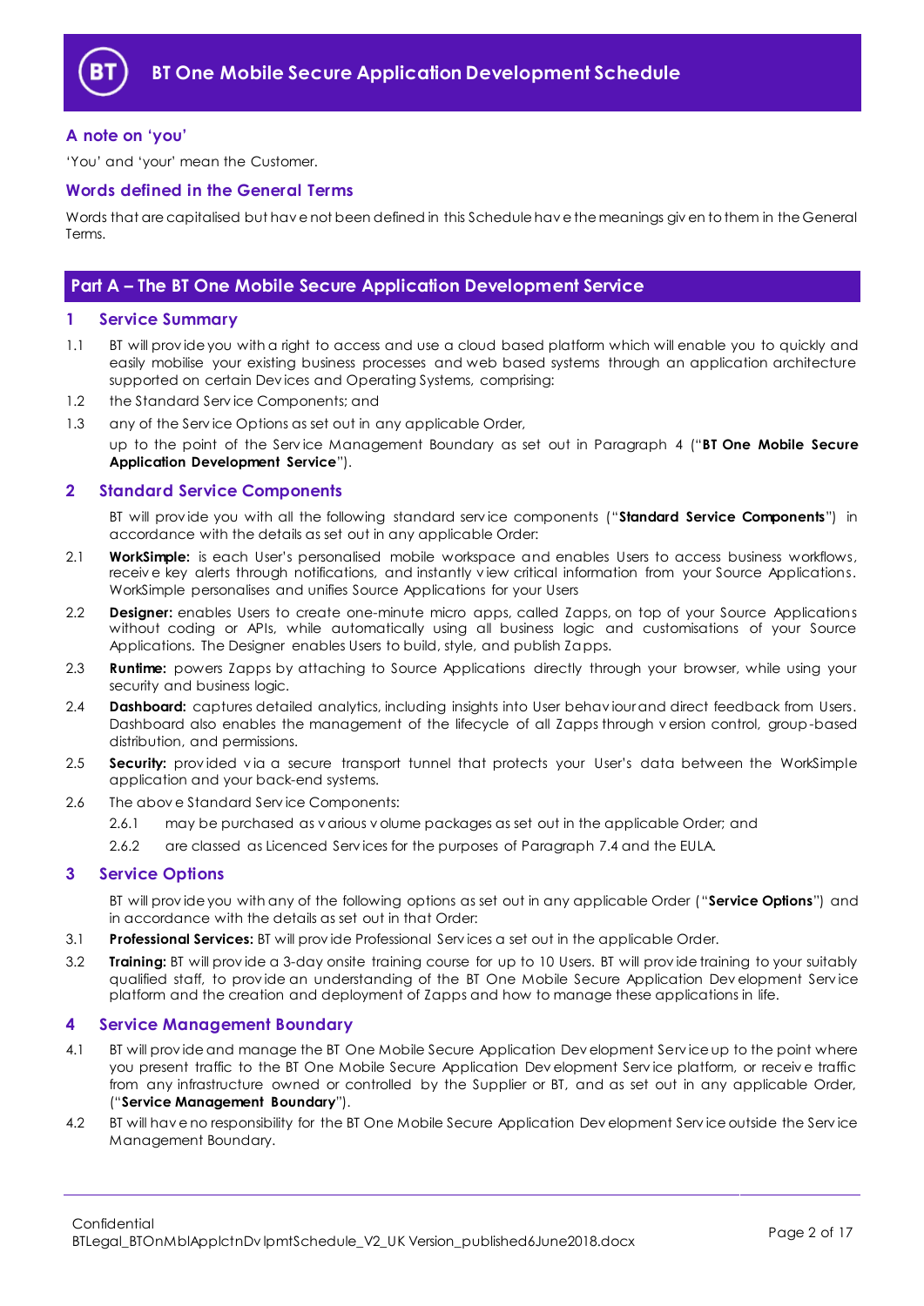## A note on 'you'

'You' and 'your' mean the Customer.

## Words defined in the General Terms

Words that are capitalised but have not been defined in this Schedule have the meanings given to them in the General Terms.

# Part A – The BT One Mobile Secure Application Development Service

## 1 Service Summary

1.1 BT will provide you with a right to access and use a cloud based platform which will enable you to quickly and easily mobilise your existing business processes and web based systems through an application architecture supported on certain Devices and Operating Systems, comprising:

1.2 the Standard Service Components; and

1.3 any of the Service Options as set out in any applicable Order,

up to the point of the Service Management Boundary as set out in Paragraph 4 ("**BT One Mobile Secure Application Development Service**").

## 2 Standard Service Components

BT will provide you with all the following standard service components ("**Standard Service Components**") in accordance with the details as set out in any applicable Order:

2.1 **WorkSimple:** is each User's personalised mobile workspace and enables Users to access business workflows, receive key alerts through notifications, and instantly view critical information from your Source Applications. WorkSimple personalises and unifies Source Applications for your Users

2.2 **Designer:** enables Users to create one-minute micro apps, called Zapps, on top of your Source Applications without coding or APIs, while automatically using all business logic and customisations of your Source Applications. The Designer enables Users to build, style, and publish Zapps.

2.3 **Runtime:** powers Zapps by attaching to Source Applications directly through your browser, while using your security and business logic.

2.4 **Dashboard:** captures detailed analytics, including insights into User behaviour and direct feedback from Users. Dashboard also enables the management of the lifecycle of all Zapps through version control, group-based distribution, and permissions.

2.5 **Security:** provided via a secure transport tunnel that protects your User's data between the WorkSimple application and your back-end systems.

2.6 The above Standard Service Components:

2.6.1 may be purchased as various volume packages as set out in the applicable Order; and

2.6.2 are classed as Licenced Services for the purposes of Paragraph 7.4 and the EULA.

## 3 Service Options

BT will provide you with any of the following options as set out in any applicable Order ("**Service Options**") and in accordance with the details as set out in that Order:

3.1 **Professional Services:** BT will provide Professional Services a set out in the applicable Order.

3.2 **Training:** BT will provide a 3-day onsite training course for up to 10 Users. BT will provide training to your suitably qualified staff, to provide an understanding of the BT One Mobile Secure Application Development Service platform and the creation and deployment of Zapps and how to manage these applications in life.

## 4 Service Management Boundary

4.1 BT will provide and manage the BT One Mobile Secure Application Development Service up to the point where you present traffic to the BT One Mobile Secure Application Development Service platform, or receive traffic from any infrastructure owned or controlled by the Supplier or BT, and as set out in any applicable Order, ("**Service Management Boundary**").

4.2 BT will have no responsibility for the BT One Mobile Secure Application Development Service outside the Service Management Boundary.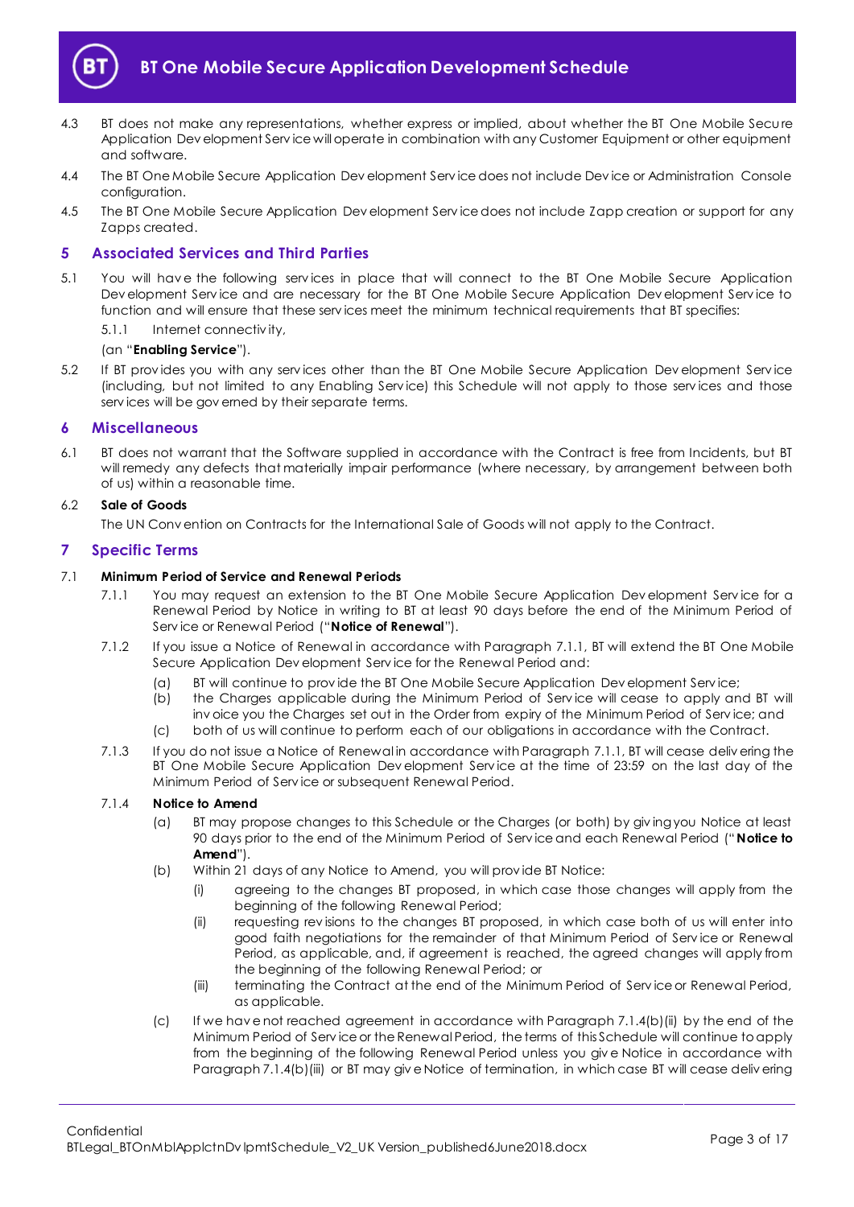4.3 BT does not make any representations, whether express or implied, about whether the BT One Mobile Secure Application Development Service will operate in combination with any Customer Equipment or other equipment and software.

4.4 The BT One Mobile Secure Application Development Service does not include Device or Administration Console configuration.

4.5 The BT One Mobile Secure Application Development Service does not include Zapp creation or support for any Zapps created.

## 5 Associated Services and Third Parties

5.1 You will have the following services in place that will connect to the BT One Mobile Secure Application Development Service and are necessary for the BT One Mobile Secure Application Development Service to function and will ensure that these services meet the minimum technical requirements that BT specifies:

5.1.1 Internet connectivity,

(an "**Enabling Service**").

5.2 If BT provides you with any services other than the BT One Mobile Secure Application Development Service (including, but not limited to any Enabling Service) this Schedule will not apply to those services and those services will be governed by their separate terms.

## 6 Miscellaneous

6.1 BT does not warrant that the Software supplied in accordance with the Contract is free from Incidents, but BT will remedy any defects that materially impair performance (where necessary, by arrangement between both of us) within a reasonable time.

6.2 **Sale of Goods**

The UN Convention on Contracts for the International Sale of Goods will not apply to the Contract.

## 7 Specific Terms

7.1 **Minimum Period of Service and Renewal Periods**

7.1.1 You may request an extension to the BT One Mobile Secure Application Development Service for a Renewal Period by Notice in writing to BT at least 90 days before the end of the Minimum Period of Service or Renewal Period ("**Notice of Renewal**").

7.1.2 If you issue a Notice of Renewal in accordance with Paragraph 7.1.1, BT will extend the BT One Mobile Secure Application Development Service for the Renewal Period and:

(a) BT will continue to provide the BT One Mobile Secure Application Development Service;

(b) the Charges applicable during the Minimum Period of Service will cease to apply and BT will invoice you the Charges set out in the Order from expiry of the Minimum Period of Service; and

(c) both of us will continue to perform each of our obligations in accordance with the Contract.

7.1.3 If you do not issue a Notice of Renewal in accordance with Paragraph 7.1.1, BT will cease delivering the BT One Mobile Secure Application Development Service at the time of 23:59 on the last day of the Minimum Period of Service or subsequent Renewal Period.

7.1.4 **Notice to Amend**

(a) BT may propose changes to this Schedule or the Charges (or both) by giving you Notice at least 90 days prior to the end of the Minimum Period of Service and each Renewal Period ("**Notice to Amend**").

(b) Within 21 days of any Notice to Amend, you will provide BT Notice:

(i) agreeing to the changes BT proposed, in which case those changes will apply from the beginning of the following Renewal Period;

(ii) requesting revisions to the changes BT proposed, in which case both of us will enter into good faith negotiations for the remainder of that Minimum Period of Service or Renewal Period, as applicable, and, if agreement is reached, the agreed changes will apply from the beginning of the following Renewal Period; or

(iii) terminating the Contract at the end of the Minimum Period of Service or Renewal Period, as applicable.

(c) If we have not reached agreement in accordance with Paragraph 7.1.4(b)(ii) by the end of the Minimum Period of Service or the Renewal Period, the terms of this Schedule will continue to apply from the beginning of the following Renewal Period unless you give Notice in accordance with Paragraph 7.1.4(b)(iii) or BT may give Notice of termination, in which case BT will cease delivering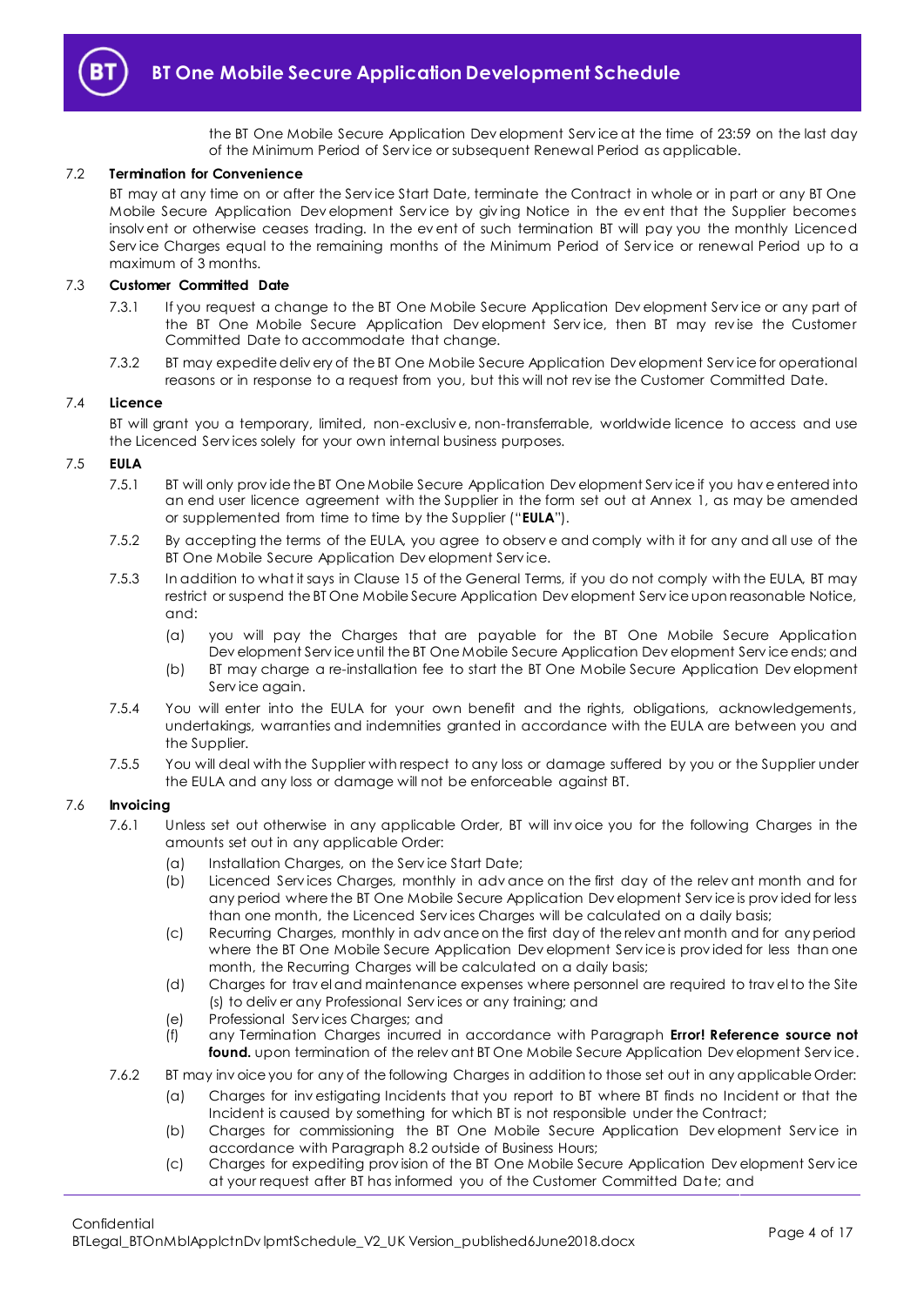the BT One Mobile Secure Application Development Service at the time of 23:59 on the last day of the Minimum Period of Service or subsequent Renewal Period as applicable.

7.2 **Termination for Convenience**

BT may at any time on or after the Service Start Date, terminate the Contract in whole or in part or any BT One Mobile Secure Application Development Service by giving Notice in the event that the Supplier becomes insolvent or otherwise ceases trading. In the event of such termination BT will pay you the monthly Licenced Service Charges equal to the remaining months of the Minimum Period of Service or renewal Period up to a maximum of 3 months.

7.3 **Customer Committed Date**

7.3.1 If you request a change to the BT One Mobile Secure Application Development Service or any part of the BT One Mobile Secure Application Development Service, then BT may revise the Customer Committed Date to accommodate that change.

7.3.2 BT may expedite delivery of the BT One Mobile Secure Application Development Service for operational reasons or in response to a request from you, but this will not revise the Customer Committed Date.

7.4 **Licence**

BT will grant you a temporary, limited, non-exclusive, non-transferrable, worldwide licence to access and use the Licenced Services solely for your own internal business purposes.

7.5 **EULA**

7.5.1 BT will only provide the BT One Mobile Secure Application Development Service if you have entered into an end user licence agreement with the Supplier in the form set out at Annex 1, as may be amended or supplemented from time to time by the Supplier ("**EULA**").

7.5.2 By accepting the terms of the EULA, you agree to observe and comply with it for any and all use of the BT One Mobile Secure Application Development Service.

7.5.3 In addition to what it says in Clause 15 of the General Terms, if you do not comply with the EULA, BT may restrict or suspend the BT One Mobile Secure Application Development Service upon reasonable Notice, and:

(a) you will pay the Charges that are payable for the BT One Mobile Secure Application Development Service until the BT One Mobile Secure Application Development Service ends; and

(b) BT may charge a re-installation fee to start the BT One Mobile Secure Application Development Service again.

7.5.4 You will enter into the EULA for your own benefit and the rights, obligations, acknowledgements, undertakings, warranties and indemnities granted in accordance with the EULA are between you and the Supplier.

7.5.5 You will deal with the Supplier with respect to any loss or damage suffered by you or the Supplier under the EULA and any loss or damage will not be enforceable against BT.

7.6 **Invoicing**

7.6.1 Unless set out otherwise in any applicable Order, BT will invoice you for the following Charges in the amounts set out in any applicable Order:

(a) Installation Charges, on the Service Start Date;

(b) Licenced Services Charges, monthly in advance on the first day of the relevant month and for any period where the BT One Mobile Secure Application Development Service is provided for less than one month, the Licenced Services Charges will be calculated on a daily basis;

(c) Recurring Charges, monthly in advance on the first day of the relevant month and for any period where the BT One Mobile Secure Application Development Service is provided for less than one month, the Recurring Charges will be calculated on a daily basis;

(d) Charges for travel and maintenance expenses where personnel are required to travel to the Site (s) to deliver any Professional Services or any training; and

(e) Professional Services Charges; and

(f) any Termination Charges incurred in accordance with Paragraph **Error! Reference source not found.** upon termination of the relevant BT One Mobile Secure Application Development Service.

7.6.2 BT may invoice you for any of the following Charges in addition to those set out in any applicable Order:

(a) Charges for investigating Incidents that you report to BT where BT finds no Incident or that the Incident is caused by something for which BT is not responsible under the Contract;

(b) Charges for commissioning the BT One Mobile Secure Application Development Service in accordance with Paragraph 8.2 outside of Business Hours;

(c) Charges for expediting provision of the BT One Mobile Secure Application Development Service at your request after BT has informed you of the Customer Committed Date; and

Confidential
BTLegal_BTOnMblApplctnDvlpmtSchedule_V2_UK Version_published6June2018.docx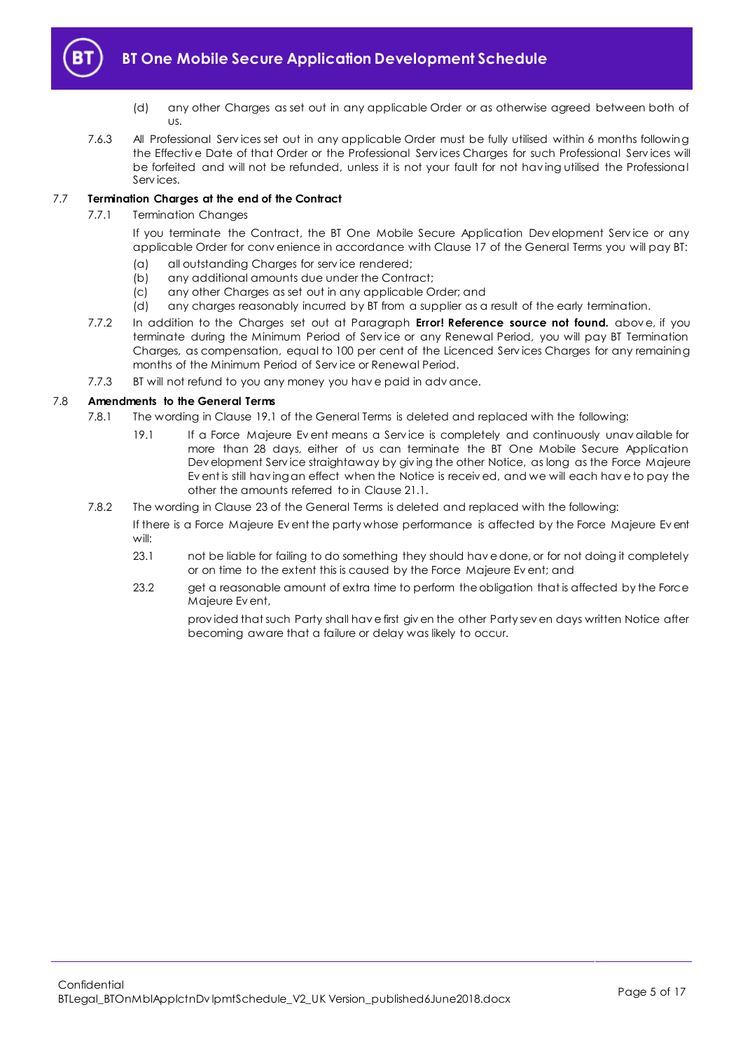(d) any other Charges as set out in any applicable Order or as otherwise agreed between both of us.

7.6.3 All Professional Services set out in any applicable Order must be fully utilised within 6 months following the Effective Date of that Order or the Professional Services Charges for such Professional Services will be forfeited and will not be refunded, unless it is not your fault for not having utilised the Professional Services.

### 7.7 Termination Charges at the end of the Contract

7.7.1 Termination Changes

If you terminate the Contract, the BT One Mobile Secure Application Development Service or any applicable Order for convenience in accordance with Clause 17 of the General Terms you will pay BT:

(a) all outstanding Charges for service rendered;

(b) any additional amounts due under the Contract;

(c) any other Charges as set out in any applicable Order; and

(d) any charges reasonably incurred by BT from a supplier as a result of the early termination.

7.7.2 In addition to the Charges set out at Paragraph **Error! Reference source not found.** above, if you terminate during the Minimum Period of Service or any Renewal Period, you will pay BT Termination Charges, as compensation, equal to 100 per cent of the Licenced Services Charges for any remaining months of the Minimum Period of Service or Renewal Period.

7.7.3 BT will not refund to you any money you have paid in advance.

### 7.8 Amendments to the General Terms

7.8.1 The wording in Clause 19.1 of the General Terms is deleted and replaced with the following:

19.1 If a Force Majeure Event means a Service is completely and continuously unavailable for more than 28 days, either of us can terminate the BT One Mobile Secure Application Development Service straightaway by giving the other Notice, as long as the Force Majeure Event is still having an effect when the Notice is received, and we will each have to pay the other the amounts referred to in Clause 21.1.

7.8.2 The wording in Clause 23 of the General Terms is deleted and replaced with the following:

If there is a Force Majeure Event the party whose performance is affected by the Force Majeure Event will:

23.1 not be liable for failing to do something they should have done, or for not doing it completely or on time to the extent this is caused by the Force Majeure Event; and

23.2 get a reasonable amount of extra time to perform the obligation that is affected by the Force Majeure Event,

provided that such Party shall have first given the other Party seven days written Notice after becoming aware that a failure or delay was likely to occur.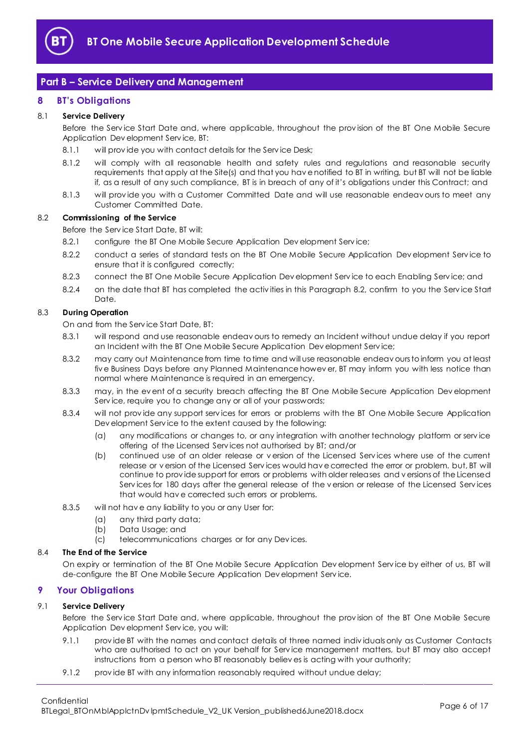## Part B – Service Delivery and Management

### 8 BT's Obligations

8.1 **Service Delivery**

Before the Service Start Date and, where applicable, throughout the provision of the BT One Mobile Secure Application Development Service, BT:

8.1.1 will provide you with contact details for the Service Desk;

8.1.2 will comply with all reasonable health and safety rules and regulations and reasonable security requirements that apply at the Site(s) and that you have notified to BT in writing, but BT will not be liable if, as a result of any such compliance, BT is in breach of any of it's obligations under this Contract; and

8.1.3 will provide you with a Customer Committed Date and will use reasonable endeavours to meet any Customer Committed Date.

8.2 **Commissioning of the Service**

Before the Service Start Date, BT will:

8.2.1 configure the BT One Mobile Secure Application Development Service;

8.2.2 conduct a series of standard tests on the BT One Mobile Secure Application Development Service to ensure that it is configured correctly;

8.2.3 connect the BT One Mobile Secure Application Development Service to each Enabling Service; and

8.2.4 on the date that BT has completed the activities in this Paragraph 8.2, confirm to you the Service Start Date.

8.3 **During Operation**

On and from the Service Start Date, BT:

8.3.1 will respond and use reasonable endeavours to remedy an Incident without undue delay if you report an Incident with the BT One Mobile Secure Application Development Service;

8.3.2 may carry out Maintenance from time to time and will use reasonable endeavours to inform you at least five Business Days before any Planned Maintenance however, BT may inform you with less notice than normal where Maintenance is required in an emergency.

8.3.3 may, in the event of a security breach affecting the BT One Mobile Secure Application Development Service, require you to change any or all of your passwords;

8.3.4 will not provide any support services for errors or problems with the BT One Mobile Secure Application Development Service to the extent caused by the following:

(a) any modifications or changes to, or any integration with another technology platform or service offering of the Licensed Services not authorised by BT; and/or

(b) continued use of an older release or version of the Licensed Services where use of the current release or version of the Licensed Services would have corrected the error or problem. but, BT will continue to provide support for errors or problems with older releases and versions of the Licensed Services for 180 days after the general release of the version or release of the Licensed Services that would have corrected such errors or problems.

8.3.5 will not have any liability to you or any User for:

(a) any third party data;

(b) Data Usage; and

(c) telecommunications charges or for any Devices.

8.4 **The End of the Service**

On expiry or termination of the BT One Mobile Secure Application Development Service by either of us, BT will de-configure the BT One Mobile Secure Application Development Service.

### 9 Your Obligations

9.1 **Service Delivery**

Before the Service Start Date and, where applicable, throughout the provision of the BT One Mobile Secure Application Development Service, you will:

9.1.1 provide BT with the names and contact details of three named individuals only as Customer Contacts who are authorised to act on your behalf for Service management matters, but BT may also accept instructions from a person who BT reasonably believes is acting with your authority;

9.1.2 provide BT with any information reasonably required without undue delay;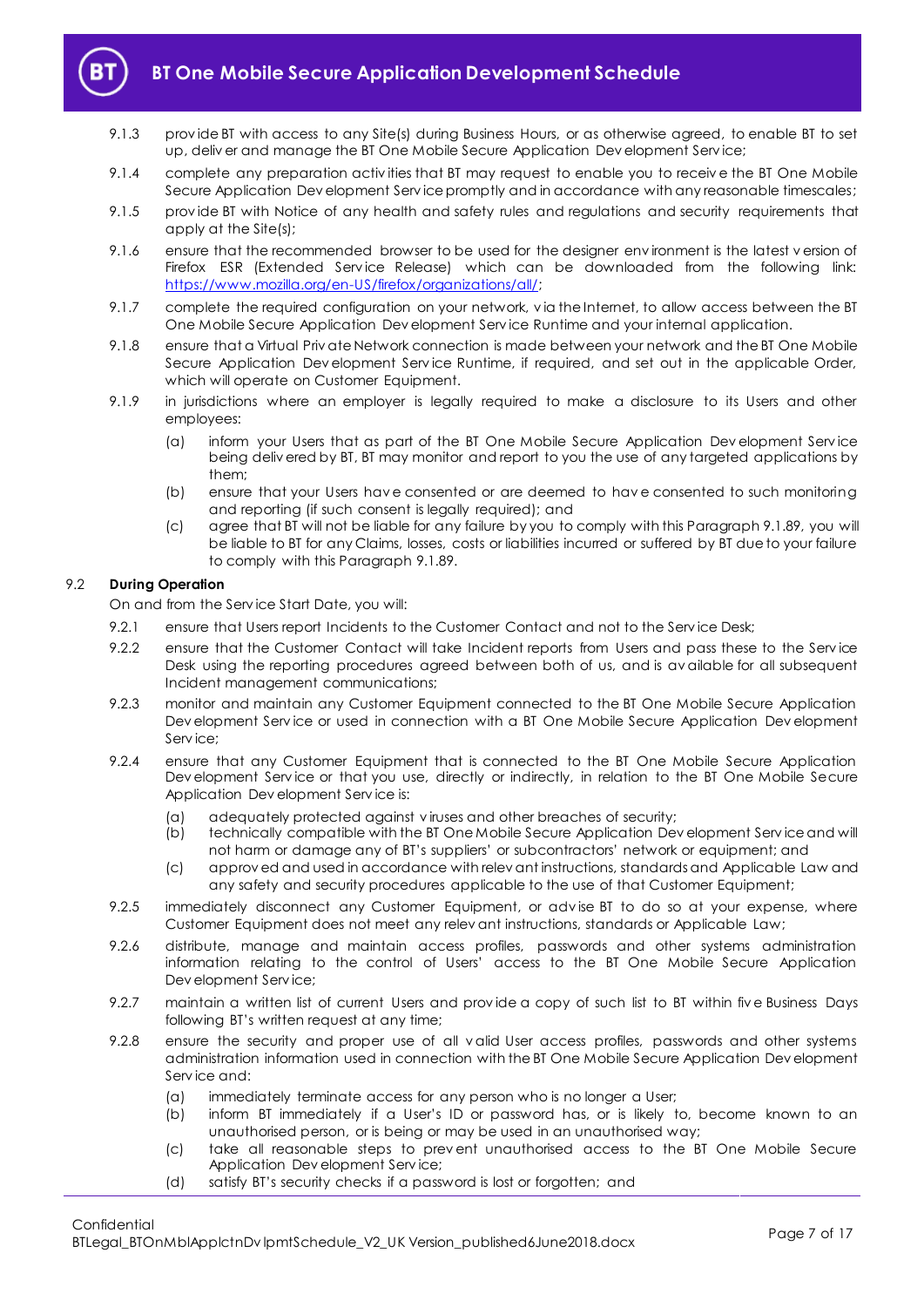9.1.3 provide BT with access to any Site(s) during Business Hours, or as otherwise agreed, to enable BT to set up, deliver and manage the BT One Mobile Secure Application Development Service;

9.1.4 complete any preparation activities that BT may request to enable you to receive the BT One Mobile Secure Application Development Service promptly and in accordance with any reasonable timescales;

9.1.5 provide BT with Notice of any health and safety rules and regulations and security requirements that apply at the Site(s);

9.1.6 ensure that the recommended browser to be used for the designer environment is the latest version of Firefox ESR (Extended Service Release) which can be downloaded from the following link: https://www.mozilla.org/en-US/firefox/organizations/all/;

9.1.7 complete the required configuration on your network, via the Internet, to allow access between the BT One Mobile Secure Application Development Service Runtime and your internal application.

9.1.8 ensure that a Virtual Private Network connection is made between your network and the BT One Mobile Secure Application Development Service Runtime, if required, and set out in the applicable Order, which will operate on Customer Equipment.

9.1.9 in jurisdictions where an employer is legally required to make a disclosure to its Users and other employees:

(a) inform your Users that as part of the BT One Mobile Secure Application Development Service being delivered by BT, BT may monitor and report to you the use of any targeted applications by them;

(b) ensure that your Users have consented or are deemed to have consented to such monitoring and reporting (if such consent is legally required); and

(c) agree that BT will not be liable for any failure by you to comply with this Paragraph 9.1.89, you will be liable to BT for any Claims, losses, costs or liabilities incurred or suffered by BT due to your failure to comply with this Paragraph 9.1.89.

## 9.2 During Operation

On and from the Service Start Date, you will:

9.2.1 ensure that Users report Incidents to the Customer Contact and not to the Service Desk;

9.2.2 ensure that the Customer Contact will take Incident reports from Users and pass these to the Service Desk using the reporting procedures agreed between both of us, and is available for all subsequent Incident management communications;

9.2.3 monitor and maintain any Customer Equipment connected to the BT One Mobile Secure Application Development Service or used in connection with a BT One Mobile Secure Application Development Service;

9.2.4 ensure that any Customer Equipment that is connected to the BT One Mobile Secure Application Development Service or that you use, directly or indirectly, in relation to the BT One Mobile Secure Application Development Service is:

(a) adequately protected against viruses and other breaches of security;

(b) technically compatible with the BT One Mobile Secure Application Development Service and will not harm or damage any of BT's suppliers' or subcontractors' network or equipment; and

(c) approved and used in accordance with relevant instructions, standards and Applicable Law and any safety and security procedures applicable to the use of that Customer Equipment;

9.2.5 immediately disconnect any Customer Equipment, or advise BT to do so at your expense, where Customer Equipment does not meet any relevant instructions, standards or Applicable Law;

9.2.6 distribute, manage and maintain access profiles, passwords and other systems administration information relating to the control of Users' access to the BT One Mobile Secure Application Development Service;

9.2.7 maintain a written list of current Users and provide a copy of such list to BT within five Business Days following BT's written request at any time;

9.2.8 ensure the security and proper use of all valid User access profiles, passwords and other systems administration information used in connection with the BT One Mobile Secure Application Development Service and:

(a) immediately terminate access for any person who is no longer a User;

(b) inform BT immediately if a User's ID or password has, or is likely to, become known to an unauthorised person, or is being or may be used in an unauthorised way;

(c) take all reasonable steps to prevent unauthorised access to the BT One Mobile Secure Application Development Service;

(d) satisfy BT's security checks if a password is lost or forgotten; and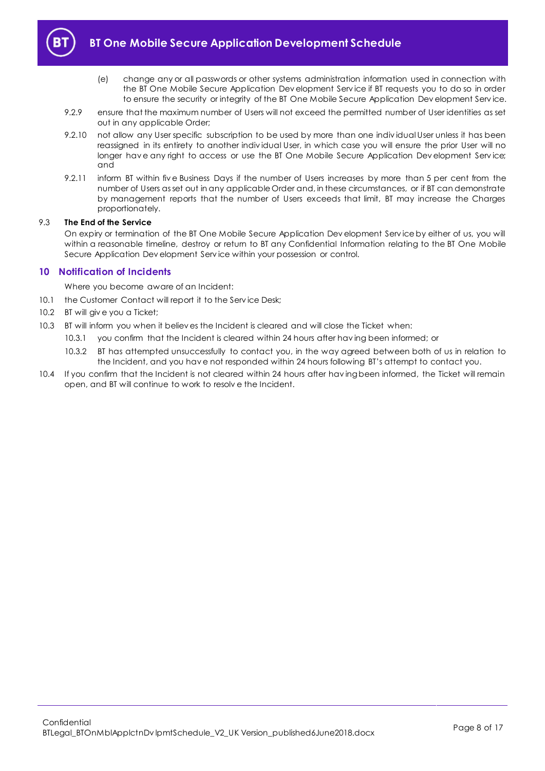(e) change any or all passwords or other systems administration information used in connection with the BT One Mobile Secure Application Development Service if BT requests you to do so in order to ensure the security or integrity of the BT One Mobile Secure Application Development Service.

9.2.9 ensure that the maximum number of Users will not exceed the permitted number of User identities as set out in any applicable Order;

9.2.10 not allow any User specific subscription to be used by more than one individual User unless it has been reassigned in its entirety to another individual User, in which case you will ensure the prior User will no longer have any right to access or use the BT One Mobile Secure Application Development Service; and

9.2.11 inform BT within five Business Days if the number of Users increases by more than 5 per cent from the number of Users as set out in any applicable Order and, in these circumstances, or if BT can demonstrate by management reports that the number of Users exceeds that limit, BT may increase the Charges proportionately.

9.3 **The End of the Service**

On expiry or termination of the BT One Mobile Secure Application Development Service by either of us, you will within a reasonable timeline, destroy or return to BT any Confidential Information relating to the BT One Mobile Secure Application Development Service within your possession or control.

## 10 Notification of Incidents

Where you become aware of an Incident:

10.1 the Customer Contact will report it to the Service Desk;

10.2 BT will give you a Ticket;

10.3 BT will inform you when it believes the Incident is cleared and will close the Ticket when:

10.3.1 you confirm that the Incident is cleared within 24 hours after having been informed; or

10.3.2 BT has attempted unsuccessfully to contact you, in the way agreed between both of us in relation to the Incident, and you have not responded within 24 hours following BT's attempt to contact you.

10.4 If you confirm that the Incident is not cleared within 24 hours after having been informed, the Ticket will remain open, and BT will continue to work to resolve the Incident.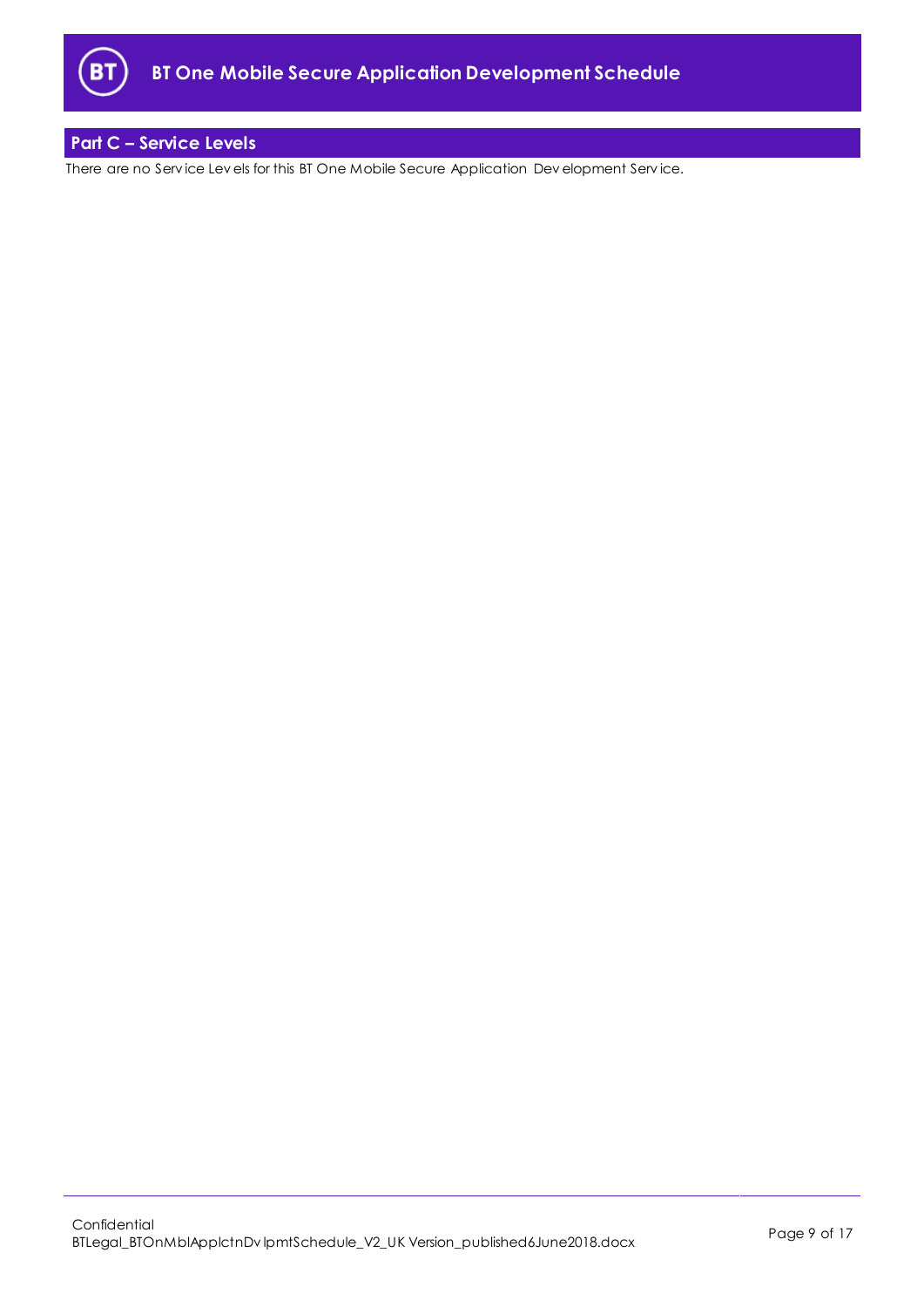## Part C – Service Levels

There are no Service Levels for this BT One Mobile Secure Application Development Service.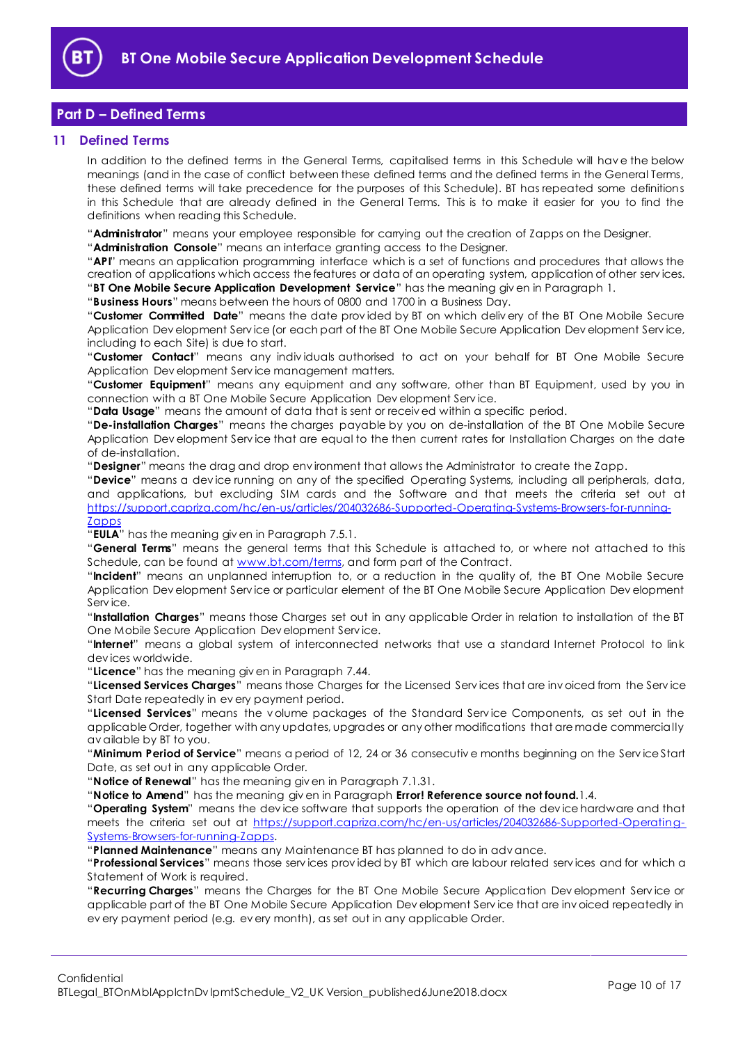## Part D – Defined Terms

### 11 Defined Terms

In addition to the defined terms in the General Terms, capitalised terms in this Schedule will have the below meanings (and in the case of conflict between these defined terms and the defined terms in the General Terms, these defined terms will take precedence for the purposes of this Schedule). BT has repeated some definitions in this Schedule that are already defined in the General Terms. This is to make it easier for you to find the definitions when reading this Schedule.

"**Administrator**" means your employee responsible for carrying out the creation of Zapps on the Designer.

"**Administration Console**" means an interface granting access to the Designer.

"**API**" means an application programming interface which is a set of functions and procedures that allows the creation of applications which access the features or data of an operating system, application of other services.

"**BT One Mobile Secure Application Development Service**" has the meaning given in Paragraph 1.

"**Business Hours**" means between the hours of 0800 and 1700 in a Business Day.

"**Customer Committed Date**" means the date provided by BT on which delivery of the BT One Mobile Secure Application Development Service (or each part of the BT One Mobile Secure Application Development Service, including to each Site) is due to start.

"**Customer Contact**" means any individuals authorised to act on your behalf for BT One Mobile Secure Application Development Service management matters.

"**Customer Equipment**" means any equipment and any software, other than BT Equipment, used by you in connection with a BT One Mobile Secure Application Development Service.

"**Data Usage**" means the amount of data that is sent or received within a specific period.

"**De-installation Charges**" means the charges payable by you on de-installation of the BT One Mobile Secure Application Development Service that are equal to the then current rates for Installation Charges on the date of de-installation.

"**Designer**" means the drag and drop environment that allows the Administrator to create the Zapp.

"**Device**" means a device running on any of the specified Operating Systems, including all peripherals, data, and applications, but excluding SIM cards and the Software and that meets the criteria set out at https://support.capriza.com/hc/en-us/articles/204032686-Supported-Operating-Systems-Browsers-for-running-Zapps

"**EULA**" has the meaning given in Paragraph 7.5.1.

"**General Terms**" means the general terms that this Schedule is attached to, or where not attached to this Schedule, can be found at www.bt.com/terms, and form part of the Contract.

"**Incident**" means an unplanned interruption to, or a reduction in the quality of, the BT One Mobile Secure Application Development Service or particular element of the BT One Mobile Secure Application Development Service.

"**Installation Charges**" means those Charges set out in any applicable Order in relation to installation of the BT One Mobile Secure Application Development Service.

"**Internet**" means a global system of interconnected networks that use a standard Internet Protocol to link devices worldwide.

"**Licence**" has the meaning given in Paragraph 7.44.

"**Licensed Services Charges**" means those Charges for the Licensed Services that are invoiced from the Service Start Date repeatedly in every payment period.

"**Licensed Services**" means the volume packages of the Standard Service Components, as set out in the applicable Order, together with any updates, upgrades or any other modifications that are made commercially available by BT to you.

"**Minimum Period of Service**" means a period of 12, 24 or 36 consecutive months beginning on the Service Start Date, as set out in any applicable Order.

"**Notice of Renewal**" has the meaning given in Paragraph 7.1.31.

"**Notice to Amend**" has the meaning given in Paragraph **Error! Reference source not found.**1.4.

"**Operating System**" means the device software that supports the operation of the device hardware and that meets the criteria set out at https://support.capriza.com/hc/en-us/articles/204032686-Supported-Operating-Systems-Browsers-for-running-Zapps.

"**Planned Maintenance**" means any Maintenance BT has planned to do in advance.

"**Professional Services**" means those services provided by BT which are labour related services and for which a Statement of Work is required.

"**Recurring Charges**" means the Charges for the BT One Mobile Secure Application Development Service or applicable part of the BT One Mobile Secure Application Development Service that are invoiced repeatedly in every payment period (e.g. every month), as set out in any applicable Order.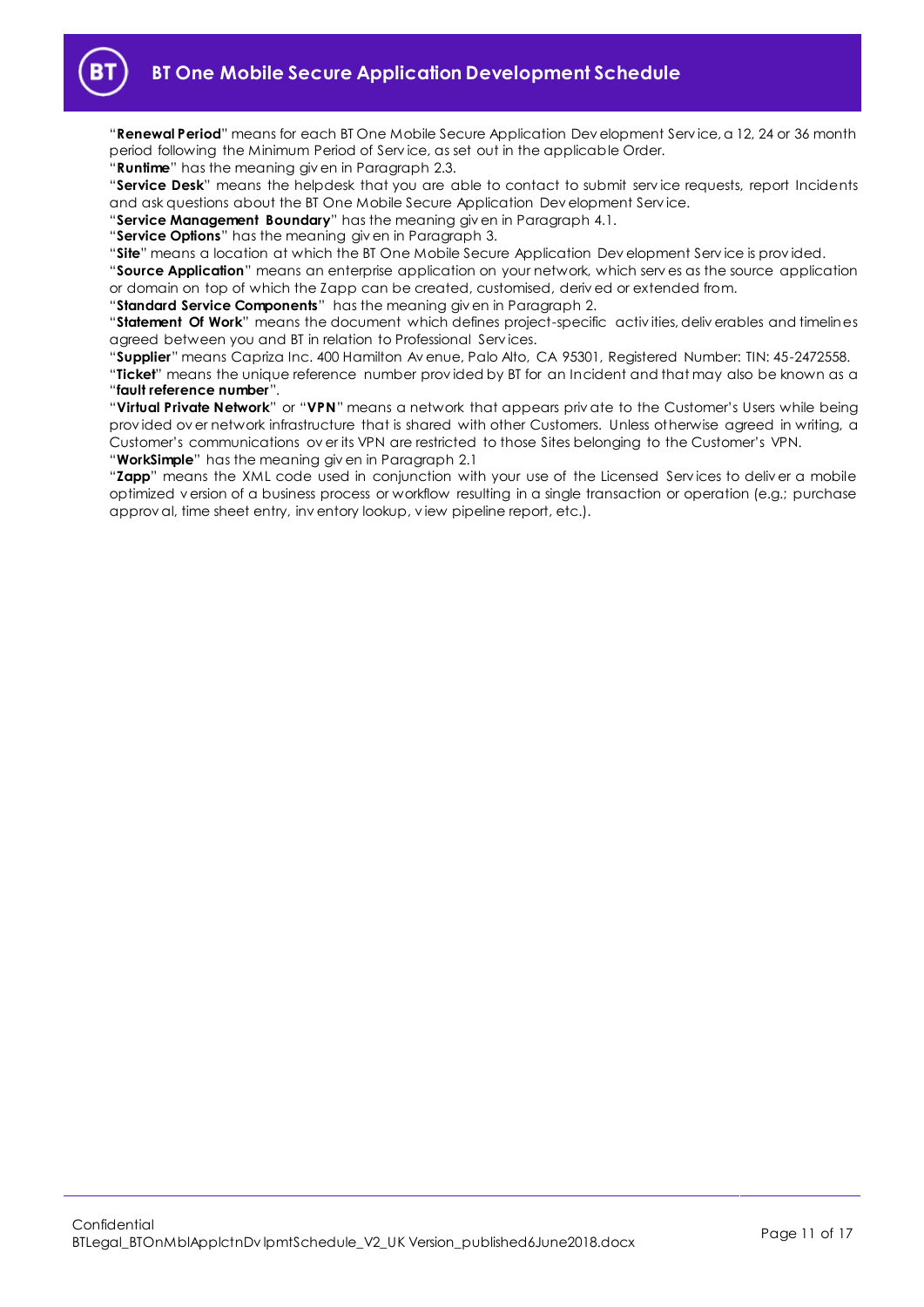"**Renewal Period**" means for each BT One Mobile Secure Application Development Service, a 12, 24 or 36 month period following the Minimum Period of Service, as set out in the applicable Order.

"**Runtime**" has the meaning given in Paragraph 2.3.

"**Service Desk**" means the helpdesk that you are able to contact to submit service requests, report Incidents and ask questions about the BT One Mobile Secure Application Development Service.

"**Service Management Boundary**" has the meaning given in Paragraph 4.1.

"**Service Options**" has the meaning given in Paragraph 3.

"**Site**" means a location at which the BT One Mobile Secure Application Development Service is provided.

"**Source Application**" means an enterprise application on your network, which serves as the source application or domain on top of which the Zapp can be created, customised, derived or extended from.

"**Standard Service Components**" has the meaning given in Paragraph 2.

"**Statement Of Work**" means the document which defines project-specific activities, deliverables and timelines agreed between you and BT in relation to Professional Services.

"**Supplier**" means Capriza Inc. 400 Hamilton Avenue, Palo Alto, CA 95301, Registered Number: TIN: 45-2472558.

"**Ticket**" means the unique reference number provided by BT for an Incident and that may also be known as a "**fault reference number**".

"**Virtual Private Network**" or "**VPN**" means a network that appears private to the Customer's Users while being provided over network infrastructure that is shared with other Customers. Unless otherwise agreed in writing, a Customer's communications over its VPN are restricted to those Sites belonging to the Customer's VPN.

"**WorkSimple**" has the meaning given in Paragraph 2.1

"**Zapp**" means the XML code used in conjunction with your use of the Licensed Services to deliver a mobile optimized version of a business process or workflow resulting in a single transaction or operation (e.g.; purchase approval, time sheet entry, inventory lookup, view pipeline report, etc.).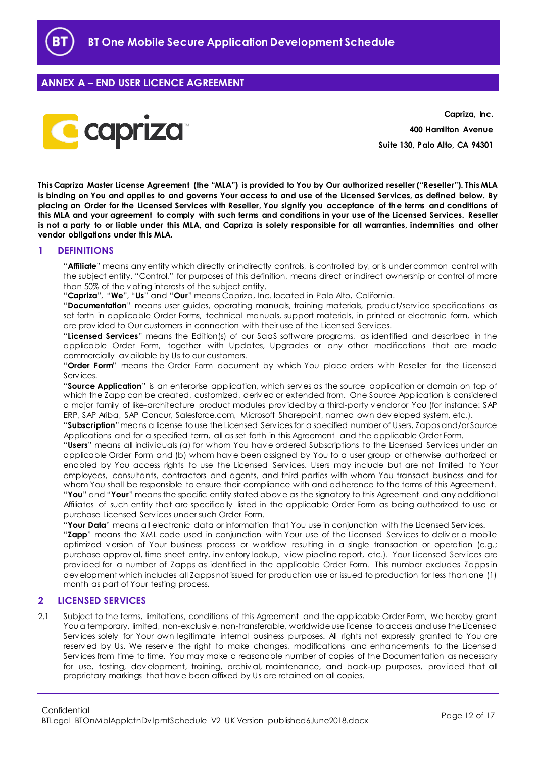## ANNEX A – END USER LICENCE AGREEMENT

**Capriza, Inc.**
**400 Hamilton Avenue**
**Suite 130, Palo Alto, CA 94301**

**This Capriza Master License Agreement (the "MLA") is provided to You by Our authorized reseller ("Reseller"). This MLA is binding on You and applies to and governs Your access to and use of the Licensed Services, as defined below. By placing an Order for the Licensed Services with Reseller, You signify you acceptance of the terms and conditions of this MLA and your agreement to comply with such terms and conditions in your use of the Licensed Services. Reseller is not a party to or liable under this MLA, and Capriza is solely responsible for all warranties, indemnities and other vendor obligations under this MLA.**

## 1 DEFINITIONS

"**Affiliate**" means any entity which directly or indirectly controls, is controlled by, or is under common control with the subject entity. "Control," for purposes of this definition, means direct or indirect ownership or control of more than 50% of the voting interests of the subject entity.

"**Capriza**", "**We**", "**Us**" and "**Our**" means Capriza, Inc. located in Palo Alto, California.

"**Documentation**" means user guides, operating manuals, training materials, product/service specifications as set forth in applicable Order Forms, technical manuals, support materials, in printed or electronic form, which are provided to Our customers in connection with their use of the Licensed Services.

"**Licensed Services**" means the Edition(s) of our SaaS software programs, as identified and described in the applicable Order Form, together with Updates, Upgrades or any other modifications that are made commercially available by Us to our customers.

"**Order Form**" means the Order Form document by which You place orders with Reseller for the Licensed Services.

"**Source Application**" is an enterprise application, which serves as the source application or domain on top of which the Zapp can be created, customized, derived or extended from. One Source Application is considered a major family of like-architecture product modules provided by a third-party vendor or You (for instance: SAP ERP, SAP Ariba, SAP Concur, Salesforce.com, Microsoft Sharepoint, named own developed system, etc.).

"**Subscription**" means a license to use the Licensed Services for a specified number of Users, Zapps and/or Source Applications and for a specified term, all as set forth in this Agreement and the applicable Order Form.

"**Users**" means all individuals (a) for whom You have ordered Subscriptions to the Licensed Services under an applicable Order Form and (b) whom have been assigned by You to a user group or otherwise authorized or enabled by You access rights to use the Licensed Services. Users may include but are not limited to Your employees, consultants, contractors and agents, and third parties with whom You transact business and for whom You shall be responsible to ensure their compliance with and adherence to the terms of this Agreement.

"**You**" and "**Your**" means the specific entity stated above as the signatory to this Agreement and any additional Affiliates of such entity that are specifically listed in the applicable Order Form as being authorized to use or purchase Licensed Services under such Order Form.

"**Your Data**" means all electronic data or information that You use in conjunction with the Licensed Services.

"**Zapp**" means the XML code used in conjunction with Your use of the Licensed Services to deliver a mobile optimized version of Your business process or workflow resulting in a single transaction or operation (e.g.; purchase approval, time sheet entry, inventory lookup, view pipeline report, etc.). Your Licensed Services are provided for a number of Zapps as identified in the applicable Order Form. This number excludes Zapps in development which includes all Zapps not issued for production use or issued to production for less than one (1) month as part of Your testing process.

## 2 LICENSED SERVICES

2.1 Subject to the terms, limitations, conditions of this Agreement and the applicable Order Form, We hereby grant You a temporary, limited, non-exclusive, non-transferable, worldwide use license to access and use the Licensed Services solely for Your own legitimate internal business purposes. All rights not expressly granted to You are reserved by Us. We reserve the right to make changes, modifications and enhancements to the Licensed Services from time to time. You may make a reasonable number of copies of the Documentation as necessary for use, testing, development, training, archival, maintenance, and back-up purposes, provided that all proprietary markings that have been affixed by Us are retained on all copies.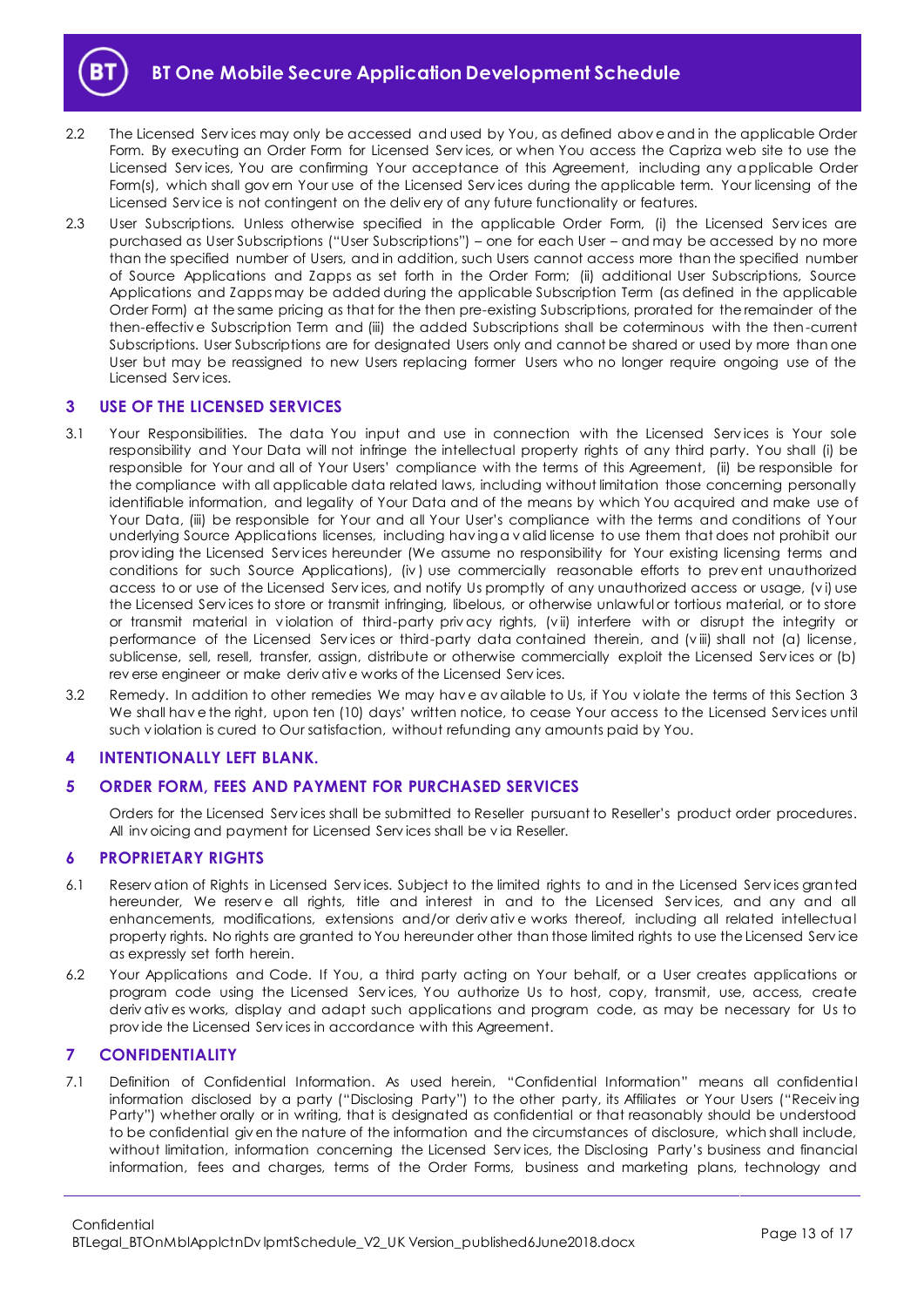2.2 The Licensed Services may only be accessed and used by You, as defined above and in the applicable Order Form. By executing an Order Form for Licensed Services, or when You access the Capriza web site to use the Licensed Services, You are confirming Your acceptance of this Agreement, including any applicable Order Form(s), which shall govern Your use of the Licensed Services during the applicable term. Your licensing of the Licensed Service is not contingent on the delivery of any future functionality or features.

2.3 User Subscriptions. Unless otherwise specified in the applicable Order Form, (i) the Licensed Services are purchased as User Subscriptions ("User Subscriptions") – one for each User – and may be accessed by no more than the specified number of Users, and in addition, such Users cannot access more than the specified number of Source Applications and Zapps as set forth in the Order Form; (ii) additional User Subscriptions, Source Applications and Zapps may be added during the applicable Subscription Term (as defined in the applicable Order Form) at the same pricing as that for the then pre-existing Subscriptions, prorated for the remainder of the then-effective Subscription Term and (iii) the added Subscriptions shall be coterminous with the then-current Subscriptions. User Subscriptions are for designated Users only and cannot be shared or used by more than one User but may be reassigned to new Users replacing former Users who no longer require ongoing use of the Licensed Services.

## 3 USE OF THE LICENSED SERVICES

3.1 Your Responsibilities. The data You input and use in connection with the Licensed Services is Your sole responsibility and Your Data will not infringe the intellectual property rights of any third party. You shall (i) be responsible for Your and all of Your Users' compliance with the terms of this Agreement, (ii) be responsible for the compliance with all applicable data related laws, including without limitation those concerning personally identifiable information, and legality of Your Data and of the means by which You acquired and make use of Your Data, (iii) be responsible for Your and all Your User's compliance with the terms and conditions of Your underlying Source Applications licenses, including having a valid license to use them that does not prohibit our providing the Licensed Services hereunder (We assume no responsibility for Your existing licensing terms and conditions for such Source Applications), (iv) use commercially reasonable efforts to prevent unauthorized access to or use of the Licensed Services, and notify Us promptly of any unauthorized access or usage, (vi) use the Licensed Services to store or transmit infringing, libelous, or otherwise unlawful or tortious material, or to store or transmit material in violation of third-party privacy rights, (vii) interfere with or disrupt the integrity or performance of the Licensed Services or third-party data contained therein, and (viii) shall not (a) license, sublicense, sell, resell, transfer, assign, distribute or otherwise commercially exploit the Licensed Services or (b) reverse engineer or make derivative works of the Licensed Services.

3.2 Remedy. In addition to other remedies We may have available to Us, if You violate the terms of this Section 3 We shall have the right, upon ten (10) days' written notice, to cease Your access to the Licensed Services until such violation is cured to Our satisfaction, without refunding any amounts paid by You.

## 4 INTENTIONALLY LEFT BLANK.

## 5 ORDER FORM, FEES AND PAYMENT FOR PURCHASED SERVICES

Orders for the Licensed Services shall be submitted to Reseller pursuant to Reseller's product order procedures. All invoicing and payment for Licensed Services shall be via Reseller.

## 6 PROPRIETARY RIGHTS

6.1 Reservation of Rights in Licensed Services. Subject to the limited rights to and in the Licensed Services granted hereunder, We reserve all rights, title and interest in and to the Licensed Services, and any and all enhancements, modifications, extensions and/or derivative works thereof, including all related intellectual property rights. No rights are granted to You hereunder other than those limited rights to use the Licensed Service as expressly set forth herein.

6.2 Your Applications and Code. If You, a third party acting on Your behalf, or a User creates applications or program code using the Licensed Services, You authorize Us to host, copy, transmit, use, access, create derivatives works, display and adapt such applications and program code, as may be necessary for Us to provide the Licensed Services in accordance with this Agreement.

## 7 CONFIDENTIALITY

7.1 Definition of Confidential Information. As used herein, "Confidential Information" means all confidential information disclosed by a party ("Disclosing Party") to the other party, its Affiliates or Your Users ("Receiving Party") whether orally or in writing, that is designated as confidential or that reasonably should be understood to be confidential given the nature of the information and the circumstances of disclosure, which shall include, without limitation, information concerning the Licensed Services, the Disclosing Party's business and financial information, fees and charges, terms of the Order Forms, business and marketing plans, technology and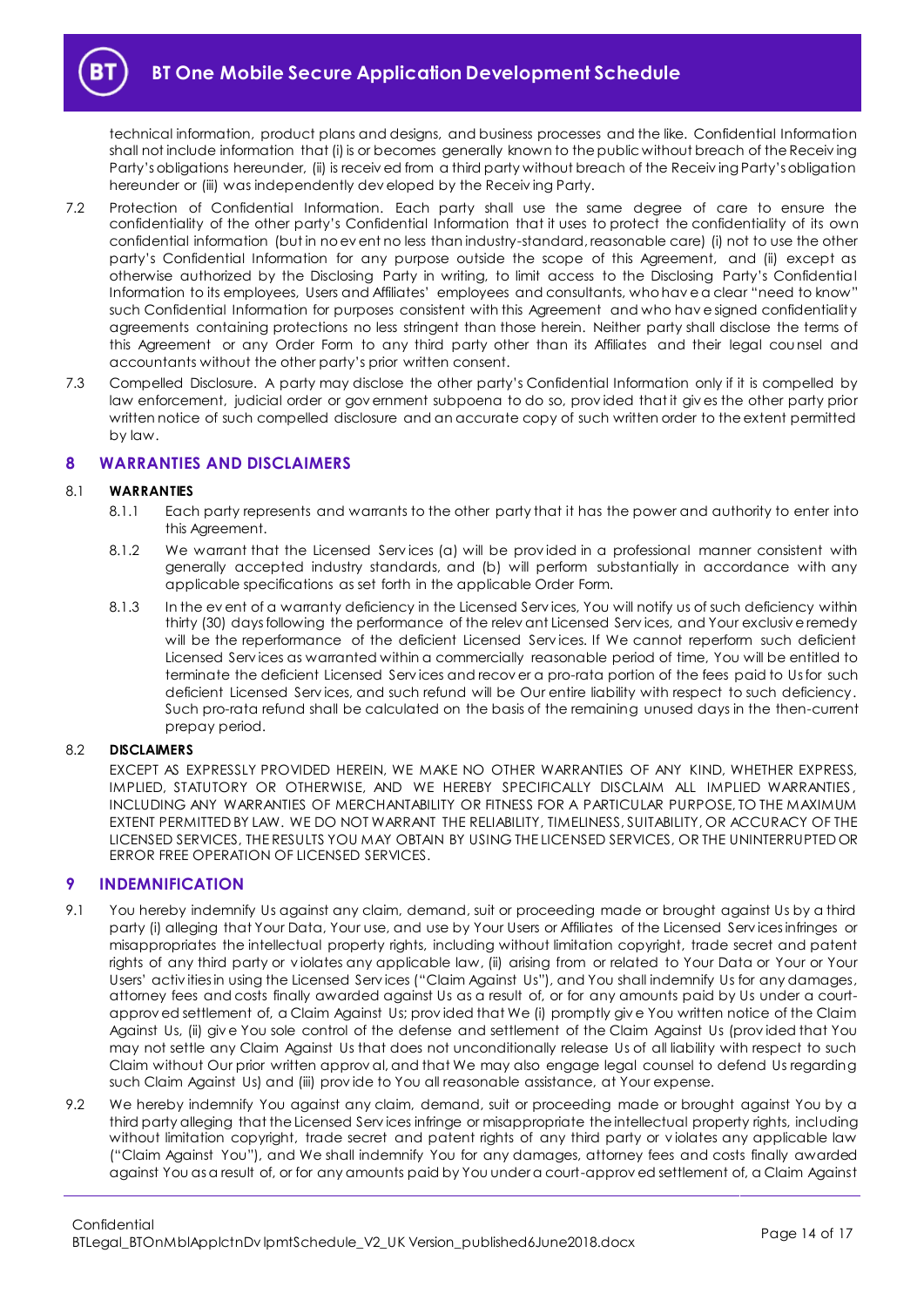technical information, product plans and designs, and business processes and the like. Confidential Information shall not include information that (i) is or becomes generally known to the public without breach of the Receiving Party's obligations hereunder, (ii) is received from a third party without breach of the Receiving Party's obligation hereunder or (iii) was independently developed by the Receiving Party.

7.2 Protection of Confidential Information. Each party shall use the same degree of care to ensure the confidentiality of the other party's Confidential Information that it uses to protect the confidentiality of its own confidential information (but in no event no less than industry-standard, reasonable care) (i) not to use the other party's Confidential Information for any purpose outside the scope of this Agreement, and (ii) except as otherwise authorized by the Disclosing Party in writing, to limit access to the Disclosing Party's Confidential Information to its employees, Users and Affiliates' employees and consultants, who have a clear "need to know" such Confidential Information for purposes consistent with this Agreement and who have signed confidentiality agreements containing protections no less stringent than those herein. Neither party shall disclose the terms of this Agreement or any Order Form to any third party other than its Affiliates and their legal counsel and accountants without the other party's prior written consent.

7.3 Compelled Disclosure. A party may disclose the other party's Confidential Information only if it is compelled by law enforcement, judicial order or government subpoena to do so, provided that it gives the other party prior written notice of such compelled disclosure and an accurate copy of such written order to the extent permitted by law.

## 8 WARRANTIES AND DISCLAIMERS

### 8.1 WARRANTIES

8.1.1 Each party represents and warrants to the other party that it has the power and authority to enter into this Agreement.

8.1.2 We warrant that the Licensed Services (a) will be provided in a professional manner consistent with generally accepted industry standards, and (b) will perform substantially in accordance with any applicable specifications as set forth in the applicable Order Form.

8.1.3 In the event of a warranty deficiency in the Licensed Services, You will notify us of such deficiency within thirty (30) days following the performance of the relevant Licensed Services, and Your exclusive remedy will be the reperformance of the deficient Licensed Services. If We cannot reperform such deficient Licensed Services as warranted within a commercially reasonable period of time, You will be entitled to terminate the deficient Licensed Services and recover a pro-rata portion of the fees paid to Us for such deficient Licensed Services, and such refund will be Our entire liability with respect to such deficiency. Such pro-rata refund shall be calculated on the basis of the remaining unused days in the then-current prepay period.

### 8.2 DISCLAIMERS

EXCEPT AS EXPRESSLY PROVIDED HEREIN, WE MAKE NO OTHER WARRANTIES OF ANY KIND, WHETHER EXPRESS, IMPLIED, STATUTORY OR OTHERWISE, AND WE HEREBY SPECIFICALLY DISCLAIM ALL IMPLIED WARRANTIES, INCLUDING ANY WARRANTIES OF MERCHANTABILITY OR FITNESS FOR A PARTICULAR PURPOSE, TO THE MAXIMUM EXTENT PERMITTED BY LAW. WE DO NOT WARRANT THE RELIABILITY, TIMELINESS, SUITABILITY, OR ACCURACY OF THE LICENSED SERVICES, THE RESULTS YOU MAY OBTAIN BY USING THE LICENSED SERVICES, OR THE UNINTERRUPTED OR ERROR FREE OPERATION OF LICENSED SERVICES.

## 9 INDEMNIFICATION

9.1 You hereby indemnify Us against any claim, demand, suit or proceeding made or brought against Us by a third party (i) alleging that Your Data, Your use, and use by Your Users or Affiliates of the Licensed Services infringes or misappropriates the intellectual property rights, including without limitation copyright, trade secret and patent rights of any third party or violates any applicable law, (ii) arising from or related to Your Data or Your or Your Users' activities in using the Licensed Services ("Claim Against Us"), and You shall indemnify Us for any damages, attorney fees and costs finally awarded against Us as a result of, or for any amounts paid by Us under a court-approved settlement of, a Claim Against Us; provided that We (i) promptly give You written notice of the Claim Against Us, (ii) give You sole control of the defense and settlement of the Claim Against Us (provided that You may not settle any Claim Against Us that does not unconditionally release Us of all liability with respect to such Claim without Our prior written approval, and that We may also engage legal counsel to defend Us regarding such Claim Against Us) and (iii) provide to You all reasonable assistance, at Your expense.

9.2 We hereby indemnify You against any claim, demand, suit or proceeding made or brought against You by a third party alleging that the Licensed Services infringe or misappropriate the intellectual property rights, including without limitation copyright, trade secret and patent rights of any third party or violates any applicable law ("Claim Against You"), and We shall indemnify You for any damages, attorney fees and costs finally awarded against You as a result of, or for any amounts paid by You under a court-approved settlement of, a Claim Against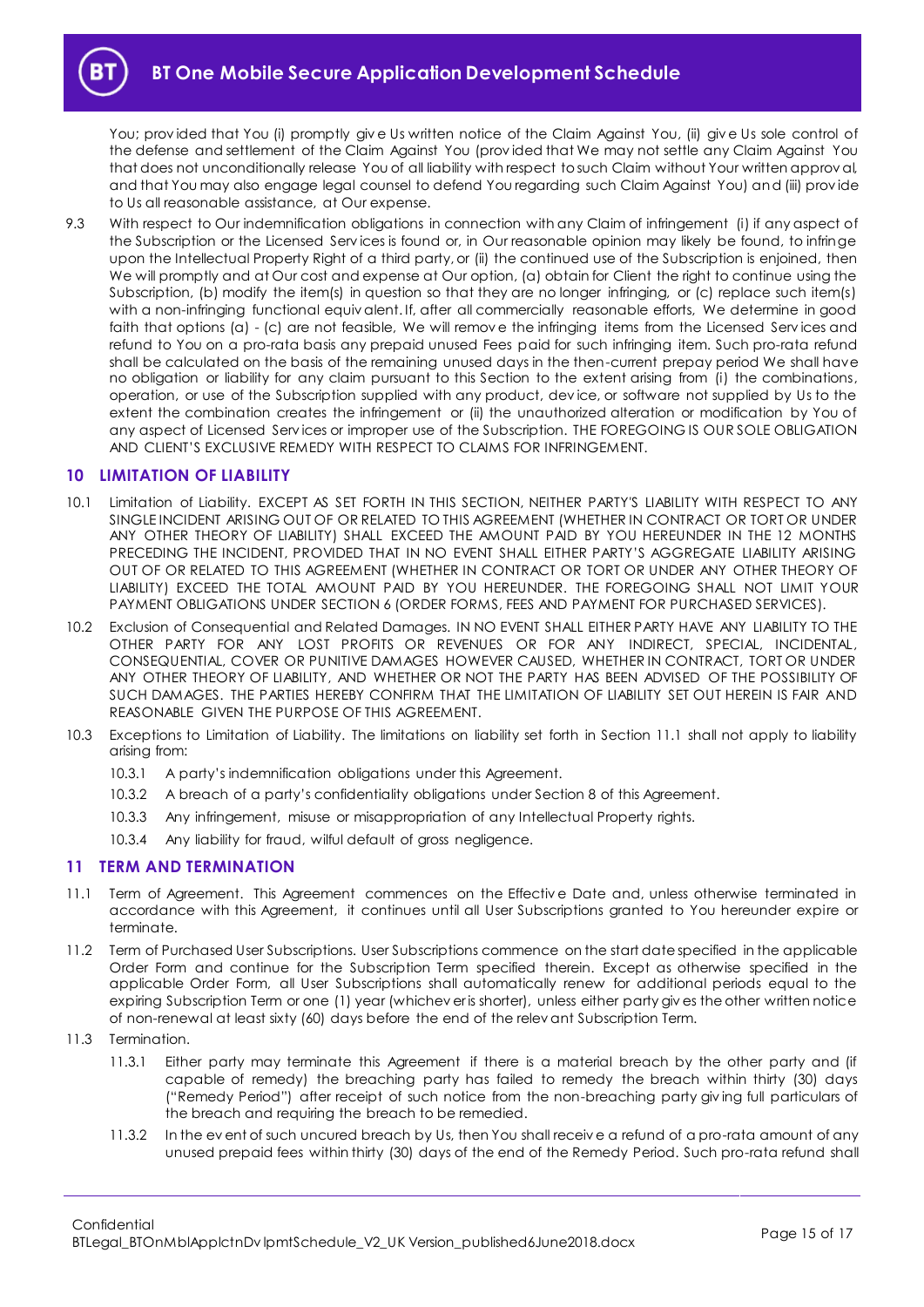You; provided that You (i) promptly give Us written notice of the Claim Against You, (ii) give Us sole control of the defense and settlement of the Claim Against You (provided that We may not settle any Claim Against You that does not unconditionally release You of all liability with respect to such Claim without Your written approval, and that You may also engage legal counsel to defend You regarding such Claim Against You) and (iii) provide to Us all reasonable assistance, at Our expense.

9.3 With respect to Our indemnification obligations in connection with any Claim of infringement (i) if any aspect of the Subscription or the Licensed Services is found or, in Our reasonable opinion may likely be found, to infringe upon the Intellectual Property Right of a third party, or (ii) the continued use of the Subscription is enjoined, then We will promptly and at Our cost and expense at Our option, (a) obtain for Client the right to continue using the Subscription, (b) modify the item(s) in question so that they are no longer infringing, or (c) replace such item(s) with a non-infringing functional equivalent. If, after all commercially reasonable efforts, We determine in good faith that options (a) - (c) are not feasible, We will remove the infringing items from the Licensed Services and refund to You on a pro-rata basis any prepaid unused Fees paid for such infringing item. Such pro-rata refund shall be calculated on the basis of the remaining unused days in the then-current prepay period We shall have no obligation or liability for any claim pursuant to this Section to the extent arising from (i) the combinations, operation, or use of the Subscription supplied with any product, device, or software not supplied by Us to the extent the combination creates the infringement or (ii) the unauthorized alteration or modification by You of any aspect of Licensed Services or improper use of the Subscription. THE FOREGOING IS OUR SOLE OBLIGATION AND CLIENT'S EXCLUSIVE REMEDY WITH RESPECT TO CLAIMS FOR INFRINGEMENT.

## 10 LIMITATION OF LIABILITY

10.1 Limitation of Liability. EXCEPT AS SET FORTH IN THIS SECTION, NEITHER PARTY'S LIABILITY WITH RESPECT TO ANY SINGLE INCIDENT ARISING OUT OF OR RELATED TO THIS AGREEMENT (WHETHER IN CONTRACT OR TORT OR UNDER ANY OTHER THEORY OF LIABILITY) SHALL EXCEED THE AMOUNT PAID BY YOU HEREUNDER IN THE 12 MONTHS PRECEDING THE INCIDENT, PROVIDED THAT IN NO EVENT SHALL EITHER PARTY'S AGGREGATE LIABILITY ARISING OUT OF OR RELATED TO THIS AGREEMENT (WHETHER IN CONTRACT OR TORT OR UNDER ANY OTHER THEORY OF LIABILITY) EXCEED THE TOTAL AMOUNT PAID BY YOU HEREUNDER. THE FOREGOING SHALL NOT LIMIT YOUR PAYMENT OBLIGATIONS UNDER SECTION 6 (ORDER FORMS, FEES AND PAYMENT FOR PURCHASED SERVICES).

10.2 Exclusion of Consequential and Related Damages. IN NO EVENT SHALL EITHER PARTY HAVE ANY LIABILITY TO THE OTHER PARTY FOR ANY LOST PROFITS OR REVENUES OR FOR ANY INDIRECT, SPECIAL, INCIDENTAL, CONSEQUENTIAL, COVER OR PUNITIVE DAMAGES HOWEVER CAUSED, WHETHER IN CONTRACT, TORT OR UNDER ANY OTHER THEORY OF LIABILITY, AND WHETHER OR NOT THE PARTY HAS BEEN ADVISED OF THE POSSIBILITY OF SUCH DAMAGES. THE PARTIES HEREBY CONFIRM THAT THE LIMITATION OF LIABILITY SET OUT HEREIN IS FAIR AND REASONABLE GIVEN THE PURPOSE OF THIS AGREEMENT.

10.3 Exceptions to Limitation of Liability. The limitations on liability set forth in Section 11.1 shall not apply to liability arising from:

10.3.1 A party's indemnification obligations under this Agreement.

10.3.2 A breach of a party's confidentiality obligations under Section 8 of this Agreement.

10.3.3 Any infringement, misuse or misappropriation of any Intellectual Property rights.

10.3.4 Any liability for fraud, wilful default of gross negligence.

## 11 TERM AND TERMINATION

11.1 Term of Agreement. This Agreement commences on the Effective Date and, unless otherwise terminated in accordance with this Agreement, it continues until all User Subscriptions granted to You hereunder expire or terminate.

11.2 Term of Purchased User Subscriptions. User Subscriptions commence on the start date specified in the applicable Order Form and continue for the Subscription Term specified therein. Except as otherwise specified in the applicable Order Form, all User Subscriptions shall automatically renew for additional periods equal to the expiring Subscription Term or one (1) year (whichever is shorter), unless either party gives the other written notice of non-renewal at least sixty (60) days before the end of the relevant Subscription Term.

11.3 Termination.

11.3.1 Either party may terminate this Agreement if there is a material breach by the other party and (if capable of remedy) the breaching party has failed to remedy the breach within thirty (30) days ("Remedy Period") after receipt of such notice from the non-breaching party giving full particulars of the breach and requiring the breach to be remedied.

11.3.2 In the event of such uncured breach by Us, then You shall receive a refund of a pro-rata amount of any unused prepaid fees within thirty (30) days of the end of the Remedy Period. Such pro-rata refund shall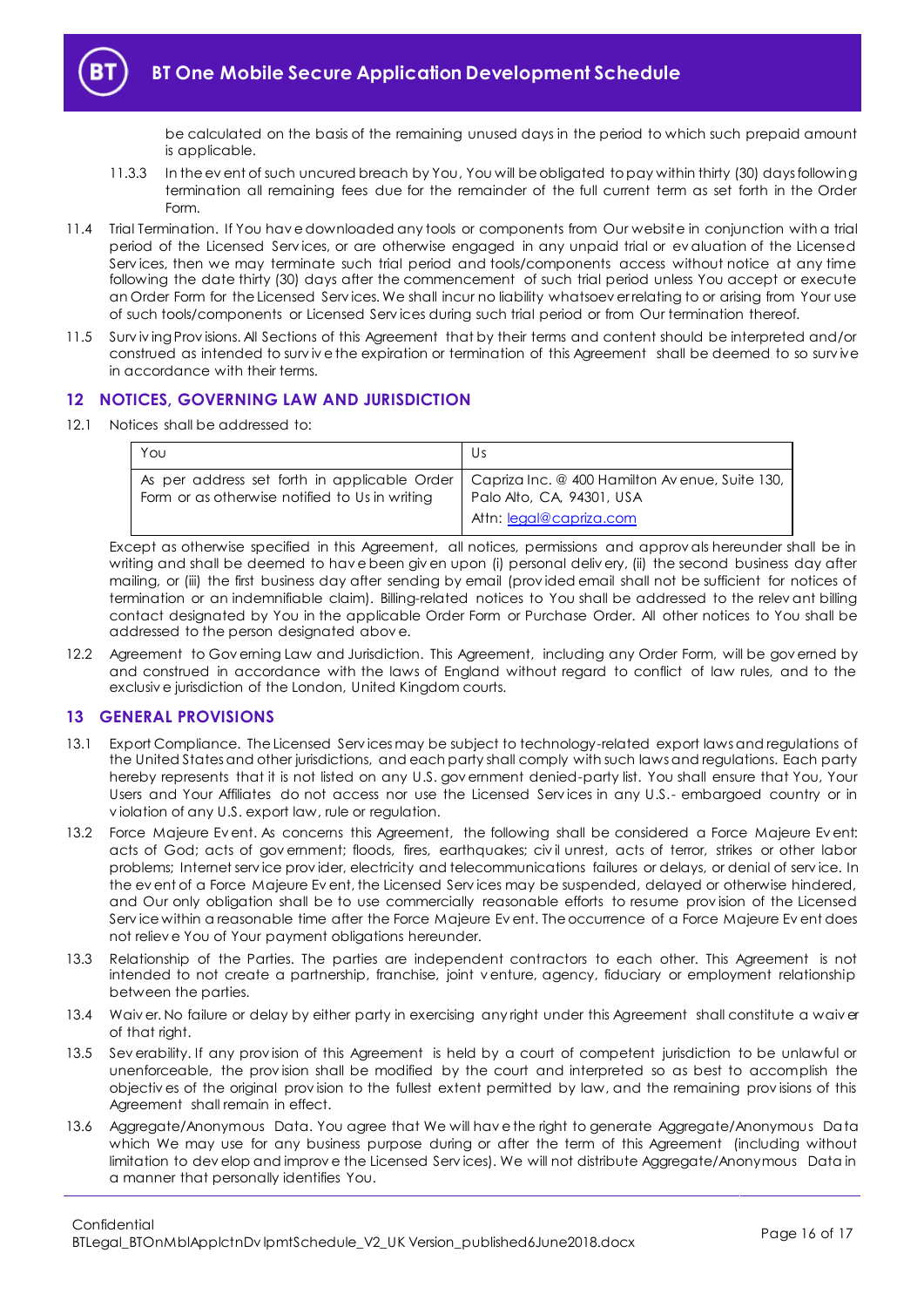be calculated on the basis of the remaining unused days in the period to which such prepaid amount is applicable.

11.3.3 In the event of such uncured breach by You, You will be obligated to pay within thirty (30) days following termination all remaining fees due for the remainder of the full current term as set forth in the Order Form.

11.4 Trial Termination. If You have downloaded any tools or components from Our website in conjunction with a trial period of the Licensed Services, or are otherwise engaged in any unpaid trial or evaluation of the Licensed Services, then we may terminate such trial period and tools/components access without notice at any time following the date thirty (30) days after the commencement of such trial period unless You accept or execute an Order Form for the Licensed Services. We shall incur no liability whatsoever relating to or arising from Your use of such tools/components or Licensed Services during such trial period or from Our termination thereof.

11.5 Surviving Provisions. All Sections of this Agreement that by their terms and content should be interpreted and/or construed as intended to survive the expiration or termination of this Agreement shall be deemed to so survive in accordance with their terms.

## 12 NOTICES, GOVERNING LAW AND JURISDICTION

12.1 Notices shall be addressed to:

| You | Us |
|---|---|
| As per address set forth in applicable Order Form or as otherwise notified to Us in writing | Capriza Inc. @ 400 Hamilton Avenue, Suite 130, Palo Alto, CA 94301, USA<br>Attn: legal@capriza.com |

Except as otherwise specified in this Agreement, all notices, permissions and approvals hereunder shall be in writing and shall be deemed to have been given upon (i) personal delivery, (ii) the second business day after mailing, or (iii) the first business day after sending by email (provided email shall not be sufficient for notices of termination or an indemnifiable claim). Billing-related notices to You shall be addressed to the relevant billing contact designated by You in the applicable Order Form or Purchase Order. All other notices to You shall be addressed to the person designated above.

12.2 Agreement to Governing Law and Jurisdiction. This Agreement, including any Order Form, will be governed by and construed in accordance with the laws of England without regard to conflict of law rules, and to the exclusive jurisdiction of the London, United Kingdom courts.

## 13 GENERAL PROVISIONS

13.1 Export Compliance. The Licensed Services may be subject to technology-related export laws and regulations of the United States and other jurisdictions, and each party shall comply with such laws and regulations. Each party hereby represents that it is not listed on any U.S. government denied-party list. You shall ensure that You, Your Users and Your Affiliates do not access nor use the Licensed Services in any U.S.- embargoed country or in violation of any U.S. export law, rule or regulation.

13.2 Force Majeure Event. As concerns this Agreement, the following shall be considered a Force Majeure Event: acts of God; acts of government; floods, fires, earthquakes; civil unrest, acts of terror, strikes or other labor problems; Internet service provider, electricity and telecommunications failures or delays, or denial of service. In the event of a Force Majeure Event, the Licensed Services may be suspended, delayed or otherwise hindered, and Our only obligation shall be to use commercially reasonable efforts to resume provision of the Licensed Service within a reasonable time after the Force Majeure Event. The occurrence of a Force Majeure Event does not relieve You of Your payment obligations hereunder.

13.3 Relationship of the Parties. The parties are independent contractors to each other. This Agreement is not intended to not create a partnership, franchise, joint venture, agency, fiduciary or employment relationship between the parties.

13.4 Waiver. No failure or delay by either party in exercising any right under this Agreement shall constitute a waiver of that right.

13.5 Severability. If any provision of this Agreement is held by a court of competent jurisdiction to be unlawful or unenforceable, the provision shall be modified by the court and interpreted so as best to accomplish the objectives of the original provision to the fullest extent permitted by law, and the remaining provisions of this Agreement shall remain in effect.

13.6 Aggregate/Anonymous Data. You agree that We will have the right to generate Aggregate/Anonymous Data which We may use for any business purpose during or after the term of this Agreement (including without limitation to develop and improve the Licensed Services). We will not distribute Aggregate/Anonymous Data in a manner that personally identifies You.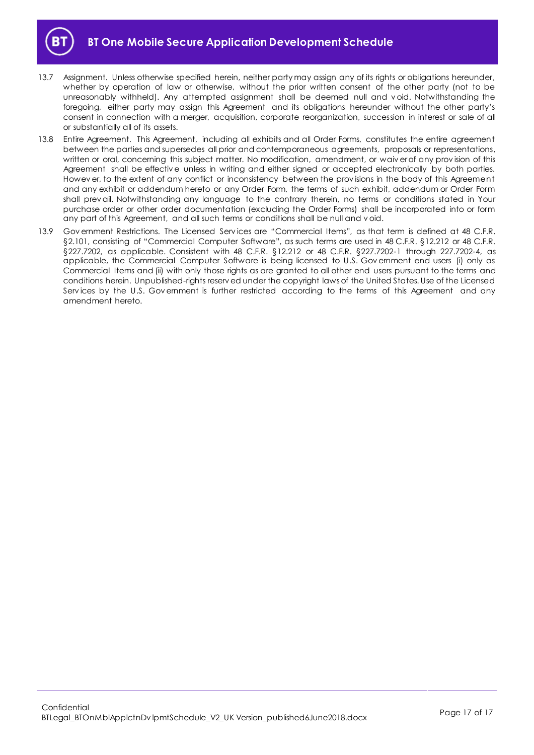13.7 Assignment. Unless otherwise specified herein, neither party may assign any of its rights or obligations hereunder, whether by operation of law or otherwise, without the prior written consent of the other party (not to be unreasonably withheld). Any attempted assignment shall be deemed null and void. Notwithstanding the foregoing, either party may assign this Agreement and its obligations hereunder without the other party's consent in connection with a merger, acquisition, corporate reorganization, succession in interest or sale of all or substantially all of its assets.

13.8 Entire Agreement. This Agreement, including all exhibits and all Order Forms, constitutes the entire agreement between the parties and supersedes all prior and contemporaneous agreements, proposals or representations, written or oral, concerning this subject matter. No modification, amendment, or waiver of any provision of this Agreement shall be effective unless in writing and either signed or accepted electronically by both parties. However, to the extent of any conflict or inconsistency between the provisions in the body of this Agreement and any exhibit or addendum hereto or any Order Form, the terms of such exhibit, addendum or Order Form shall prevail. Notwithstanding any language to the contrary therein, no terms or conditions stated in Your purchase order or other order documentation (excluding the Order Forms) shall be incorporated into or form any part of this Agreement, and all such terms or conditions shall be null and void.

13.9 Government Restrictions. The Licensed Services are "Commercial Items", as that term is defined at 48 C.F.R. §2.101, consisting of "Commercial Computer Software", as such terms are used in 48 C.F.R. §12.212 or 48 C.F.R. §227.7202, as applicable. Consistent with 48 C.F.R. §12.212 or 48 C.F.R. §227.7202-1 through 227.7202-4, as applicable, the Commercial Computer Software is being licensed to U.S. Government end users (i) only as Commercial Items and (ii) with only those rights as are granted to all other end users pursuant to the terms and conditions herein. Unpublished-rights reserved under the copyright laws of the United States. Use of the Licensed Services by the U.S. Government is further restricted according to the terms of this Agreement and any amendment hereto.